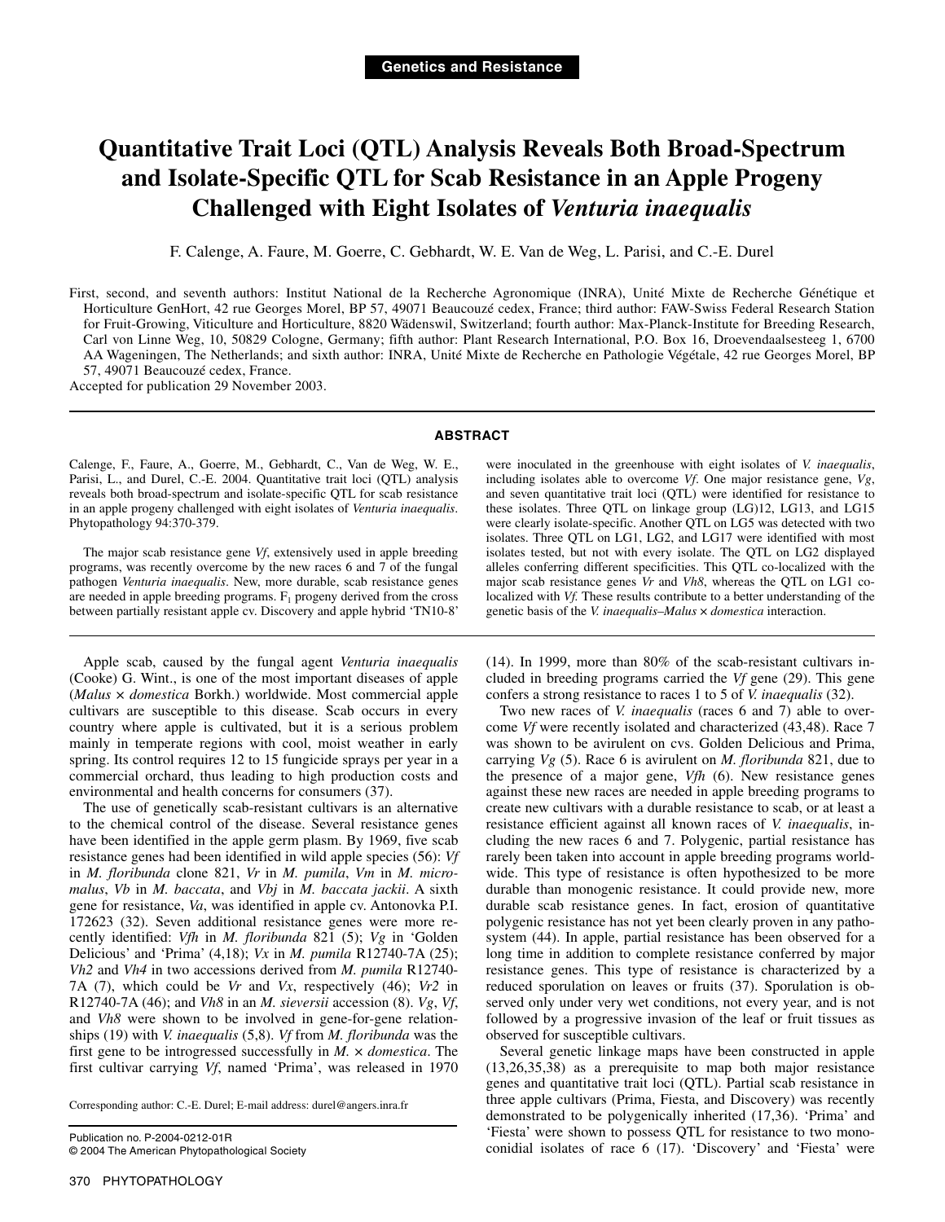**Genetics and Resistance**

# Quantitative Trait Loci (QTL) Analysis Reveals Both Broad-Spectrum and Isolate-Specific QTL for Scab Resistance in an Apple Progeny Challenged with Eight Isolates of *Venturia inaequalis*

F. Calenge, A. Faure, M. Goerre, C. Gebhardt, W. E. Van de Weg, L. Parisi, and C.-E. Durel

First, second, and seventh authors: Institut National de la Recherche Agronomique (INRA), Unité Mixte de Recherche Génétique et Horticulture GenHort, 42 rue Georges Morel, BP 57, 49071 Beaucouzé cedex, France; third author: FAW-Swiss Federal Research Station for Fruit-Growing, Viticulture and Horticulture, 8820 Wädenswil, Switzerland; fourth author: Max-Planck-Institute for Breeding Research, Carl von Linne Weg, 10, 50829 Cologne, Germany; fifth author: Plant Research International, P.O. Box 16, Droevendaalsesteeg 1, 6700 AA Wageningen, The Netherlands; and sixth author: INRA, Unité Mixte de Recherche en Pathologie Végétale, 42 rue Georges Morel, BP 57, 49071 Beaucouzé cedex, France.

Accepted for publication 29 November 2003.

## ABSTRACT

Calenge, F., Faure, A., Goerre, M., Gebhardt, C., Van de Weg, W. E., Parisi, L., and Durel, C.-E. 2004. Quantitative trait loci (QTL) analysis reveals both broad-spectrum and isolate-specific QTL for scab resistance in an apple progeny challenged with eight isolates of *Venturia inaequalis*. Phytopathology 94:370-379.

The major scab resistance gene *Vf*, extensively used in apple breeding programs, was recently overcome by the new races 6 and 7 of the fungal pathogen *Venturia inaequalis*. New, more durable, scab resistance genes are needed in apple breeding programs. $F_1$ progeny derived from the cross between partially resistant apple cv. Discovery and apple hybrid 'TN10-8' were inoculated in the greenhouse with eight isolates of *V. inaequalis*, including isolates able to overcome *Vf*. One major resistance gene, *Vg*, and seven quantitative trait loci (QTL) were identified for resistance to these isolates. Three QTL on linkage group (LG)12, LG13, and LG15 were clearly isolate-specific. Another QTL on LG5 was detected with two isolates. Three QTL on LG1, LG2, and LG17 were identified with most isolates tested, but not with every isolate. The QTL on LG2 displayed alleles conferring different specificities. This QTL co-localized with the major scab resistance genes *Vr* and *Vh8*, whereas the QTL on LG1 co-localized with *Vf*. These results contribute to a better understanding of the genetic basis of the *V. inaequalis*–*Malus* × *domestica* interaction.

Apple scab, caused by the fungal agent *Venturia inaequalis* (Cooke) G. Wint., is one of the most important diseases of apple (*Malus* × *domestica* Borkh.) worldwide. Most commercial apple cultivars are susceptible to this disease. Scab occurs in every country where apple is cultivated, but it is a serious problem mainly in temperate regions with cool, moist weather in early spring. Its control requires 12 to 15 fungicide sprays per year in a commercial orchard, thus leading to high production costs and environmental and health concerns for consumers (37).

The use of genetically scab-resistant cultivars is an alternative to the chemical control of the disease. Several resistance genes have been identified in the apple germ plasm. By 1969, five scab resistance genes had been identified in wild apple species (56): *Vf* in *M. floribunda* clone 821, *Vr* in *M. pumila*, *Vm* in *M. micromalus*, *Vb* in *M. baccata*, and *Vbj* in *M. baccata jackii*. A sixth gene for resistance, *Va*, was identified in apple cv. Antonovka P.I. 172623 (32). Seven additional resistance genes were more recently identified: *Vfh* in *M. floribunda* 821 (5); *Vg* in 'Golden Delicious' and 'Prima' (4,18); *Vx* in *M. pumila* R12740-7A (25); *Vh2* and *Vh4* in two accessions derived from *M. pumila* R12740-7A (7), which could be *Vr* and *Vx*, respectively (46); *Vr2* in R12740-7A (46); and *Vh8* in an *M. sieversii* accession (8). *Vg*, *Vf*, and *Vh8* were shown to be involved in gene-for-gene relationships (19) with *V. inaequalis* (5,8). *Vf* from *M. floribunda* was the first gene to be introgressed successfully in *M.* × *domestica*. The first cultivar carrying *Vf*, named 'Prima', was released in 1970 (14). In 1999, more than 80% of the scab-resistant cultivars included in breeding programs carried the *Vf* gene (29). This gene confers a strong resistance to races 1 to 5 of *V. inaequalis* (32).

Two new races of *V. inaequalis* (races 6 and 7) able to overcome *Vf* were recently isolated and characterized (43,48). Race 7 was shown to be avirulent on cvs. Golden Delicious and Prima, carrying *Vg* (5). Race 6 is avirulent on *M. floribunda* 821, due to the presence of a major gene, *Vfh* (6). New resistance genes against these new races are needed in apple breeding programs to create new cultivars with a durable resistance to scab, or at least a resistance efficient against all known races of *V. inaequalis*, including the new races 6 and 7. Polygenic, partial resistance has rarely been taken into account in apple breeding programs worldwide. This type of resistance is often hypothesized to be more durable than monogenic resistance. It could provide new, more durable scab resistance genes. In fact, erosion of quantitative polygenic resistance has not yet been clearly proven in any pathosystem (44). In apple, partial resistance has been observed for a long time in addition to complete resistance conferred by major resistance genes. This type of resistance is characterized by a reduced sporulation on leaves or fruits (37). Sporulation is observed only under very wet conditions, not every year, and is not followed by a progressive invasion of the leaf or fruit tissues as observed for susceptible cultivars.

Several genetic linkage maps have been constructed in apple (13,26,35,38) as a prerequisite to map both major resistance genes and quantitative trait loci (QTL). Partial scab resistance in three apple cultivars (Prima, Fiesta, and Discovery) was recently demonstrated to be polygenically inherited (17,36). 'Prima' and 'Fiesta' were shown to possess QTL for resistance to two monoconidial isolates of race 6 (17). 'Discovery' and 'Fiesta' were

Corresponding author: C.-E. Durel; E-mail address: durel@angers.inra.fr

Publication no. P-2004-0212-01R
© 2004 The American Phytopathological Society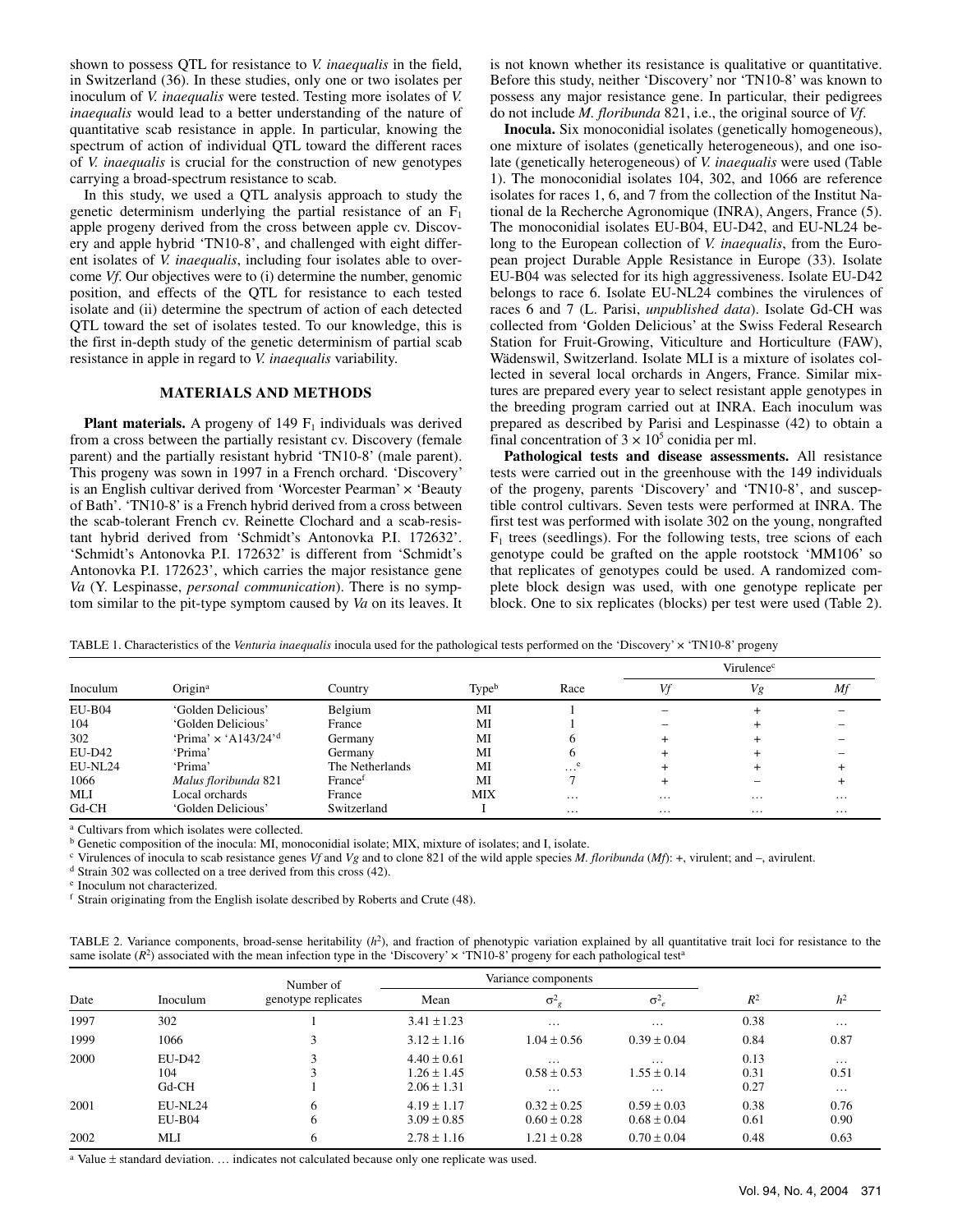shown to possess QTL for resistance to *V. inaequalis* in the field, in Switzerland (36). In these studies, only one or two isolates per inoculum of *V. inaequalis* were tested. Testing more isolates of *V. inaequalis* would lead to a better understanding of the nature of quantitative scab resistance in apple. In particular, knowing the spectrum of action of individual QTL toward the different races of *V. inaequalis* is crucial for the construction of new genotypes carrying a broad-spectrum resistance to scab.

In this study, we used a QTL analysis approach to study the genetic determinism underlying the partial resistance of an $F_1$ apple progeny derived from the cross between apple cv. Discovery and apple hybrid 'TN10-8', and challenged with eight different isolates of *V. inaequalis*, including four isolates able to overcome *Vf*. Our objectives were to (i) determine the number, genomic position, and effects of the QTL for resistance to each tested isolate and (ii) determine the spectrum of action of each detected QTL toward the set of isolates tested. To our knowledge, this is the first in-depth study of the genetic determinism of partial scab resistance in apple in regard to *V. inaequalis* variability.

## MATERIALS AND METHODS

**Plant materials.** A progeny of 149 $F_1$ individuals was derived from a cross between the partially resistant cv. Discovery (female parent) and the partially resistant hybrid 'TN10-8' (male parent). This progeny was sown in 1997 in a French orchard. 'Discovery' is an English cultivar derived from 'Worcester Pearman' × 'Beauty of Bath'. 'TN10-8' is a French hybrid derived from a cross between the scab-tolerant French cv. Reinette Clochard and a scab-resistant hybrid derived from 'Schmidt's Antonovka P.I. 172632'. 'Schmidt's Antonovka P.I. 172632' is different from 'Schmidt's Antonovka P.I. 172623', which carries the major resistance gene *Va* (Y. Lespinasse, *personal communication*). There is no symptom similar to the pit-type symptom caused by *Va* on its leaves. It is not known whether its resistance is qualitative or quantitative. Before this study, neither 'Discovery' nor 'TN10-8' was known to possess any major resistance gene. In particular, their pedigrees do not include *M. floribunda* 821, i.e., the original source of *Vf*.

**Inocula.** Six monoconidial isolates (genetically homogeneous), one mixture of isolates (genetically heterogeneous), and one isolate (genetically heterogeneous) of *V. inaequalis* were used (Table 1). The monoconidial isolates 104, 302, and 1066 are reference isolates for races 1, 6, and 7 from the collection of the Institut National de la Recherche Agronomique (INRA), Angers, France (5). The monoconidial isolates EU-B04, EU-D42, and EU-NL24 belong to the European collection of *V. inaequalis*, from the European project Durable Apple Resistance in Europe (33). Isolate EU-B04 was selected for its high aggressiveness. Isolate EU-D42 belongs to race 6. Isolate EU-NL24 combines the virulences of races 6 and 7 (L. Parisi, *unpublished data*). Isolate Gd-CH was collected from 'Golden Delicious' at the Swiss Federal Research Station for Fruit-Growing, Viticulture and Horticulture (FAW), Wädenswil, Switzerland. Isolate MLI is a mixture of isolates collected in several local orchards in Angers, France. Similar mixtures are prepared every year to select resistant apple genotypes in the breeding program carried out at INRA. Each inoculum was prepared as described by Parisi and Lespinasse (42) to obtain a final concentration of $3 \times 10^5$ conidia per ml.

**Pathological tests and disease assessments.** All resistance tests were carried out in the greenhouse with the 149 individuals of the progeny, parents 'Discovery' and 'TN10-8', and susceptible control cultivars. Seven tests were performed at INRA. The first test was performed with isolate 302 on the young, nongrafted $F_1$ trees (seedlings). For the following tests, tree scions of each genotype could be grafted on the apple rootstock 'MM106' so that replicates of genotypes could be used. A randomized complete block design was used, with one genotype replicate per block. One to six replicates (blocks) per test were used (Table 2).

TABLE 1. Characteristics of the *Venturia inaequalis* inocula used for the pathological tests performed on the 'Discovery' × 'TN10-8' progeny

| Inoculum | Origin[a] | Country | Type[b] | Race | Virulence[c] | | |
|---|---|---|---|---|---|---|---|
| | | | | | *Vf* | *Vg* | *Mf* |
| EU-B04 | 'Golden Delicious' | Belgium | MI | 1 | – | + | – |
| 104 | 'Golden Delicious' | France | MI | 1 | – | + | – |
| 302 | 'Prima' × 'A143/24'[d] | Germany | MI | 6 | + | + | – |
| EU-D42 | 'Prima' | Germany | MI | 6 | + | + | – |
| EU-NL24 | 'Prima' | The Netherlands | MI | …[e] | + | + | + |
| 1066 | *Malus floribunda* 821 | France[f] | MI | 7 | + | – | + |
| MLI | Local orchards | France | MIX | … | … | … | … |
| Gd-CH | 'Golden Delicious' | Switzerland | I | … | … | … | … |

[a] Cultivars from which isolates were collected.
[b] Genetic composition of the inocula: MI, monoconidial isolate; MIX, mixture of isolates; and I, isolate.
[c] Virulences of inocula to scab resistance genes *Vf* and *Vg* and to clone 821 of the wild apple species *M. floribunda* (*Mf*): +, virulent; and –, avirulent.
[d] Strain 302 was collected on a tree derived from this cross (42).
[e] Inoculum not characterized.
[f] Strain originating from the English isolate described by Roberts and Crute (48).

TABLE 2. Variance components, broad-sense heritability ($h^2$), and fraction of phenotypic variation explained by all quantitative trait loci for resistance to the same isolate ($R^2$) associated with the mean infection type in the 'Discovery' × 'TN10-8' progeny for each pathological test[a]

| Date | Inoculum | Number of genotype replicates | Variance components | | | $R^2$ | $h^2$ |
|---|---|---|---|---|---|---|---|
| | | | Mean | $\sigma^2_g$ | $\sigma^2_e$ | | |
| 1997 | 302 | 1 | 3.41 ± 1.23 | … | … | 0.38 | … |
| 1999 | 1066 | 3 | 3.12 ± 1.16 | 1.04 ± 0.56 | 0.39 ± 0.04 | 0.84 | 0.87 |
| 2000 | EU-D42 | 3 | 4.40 ± 0.61 | … | … | 0.13 | … |
| | 104 | 3 | 1.26 ± 1.45 | 0.58 ± 0.53 | 1.55 ± 0.14 | 0.31 | 0.51 |
| | Gd-CH | 1 | 2.06 ± 1.31 | … | … | 0.27 | … |
| 2001 | EU-NL24 | 6 | 4.19 ± 1.17 | 0.32 ± 0.25 | 0.59 ± 0.03 | 0.38 | 0.76 |
| | EU-B04 | 6 | 3.09 ± 0.85 | 0.60 ± 0.28 | 0.68 ± 0.04 | 0.61 | 0.90 |
| 2002 | MLI | 6 | 2.78 ± 1.16 | 1.21 ± 0.28 | 0.70 ± 0.04 | 0.48 | 0.63 |

[a] Value ± standard deviation. … indicates not calculated because only one replicate was used.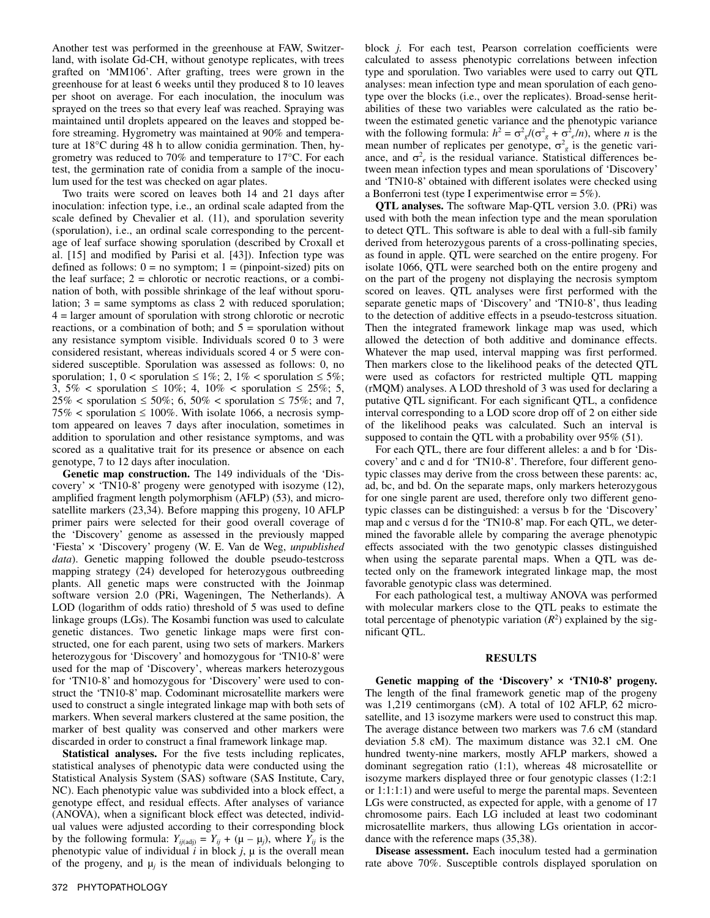Another test was performed in the greenhouse at FAW, Switzerland, with isolate Gd-CH, without genotype replicates, with trees grafted on 'MM106'. After grafting, trees were grown in the greenhouse for at least 6 weeks until they produced 8 to 10 leaves per shoot on average. For each inoculation, the inoculum was sprayed on the trees so that every leaf was reached. Spraying was maintained until droplets appeared on the leaves and stopped before streaming. Hygrometry was maintained at 90% and temperature at 18°C during 48 h to allow conidia germination. Then, hygrometry was reduced to 70% and temperature to 17°C. For each test, the germination rate of conidia from a sample of the inoculum used for the test was checked on agar plates.

Two traits were scored on leaves both 14 and 21 days after inoculation: infection type, i.e., an ordinal scale adapted from the scale defined by Chevalier et al. (11), and sporulation severity (sporulation), i.e., an ordinal scale corresponding to the percentage of leaf surface showing sporulation (described by Croxall et al. [15] and modified by Parisi et al. [43]). Infection type was defined as follows: 0 = no symptom; 1 = (pinpoint-sized) pits on the leaf surface; 2 = chlorotic or necrotic reactions, or a combination of both, with possible shrinkage of the leaf without sporulation; 3 = same symptoms as class 2 with reduced sporulation; 4 = larger amount of sporulation with strong chlorotic or necrotic reactions, or a combination of both; and 5 = sporulation without any resistance symptom visible. Individuals scored 0 to 3 were considered resistant, whereas individuals scored 4 or 5 were considered susceptible. Sporulation was assessed as follows: 0, no sporulation; 1, 0 < sporulation ≤ 1%; 2, 1% < sporulation ≤ 5%; 3, 5% < sporulation ≤ 10%; 4, 10% < sporulation ≤ 25%; 5, 25% < sporulation ≤ 50%; 6, 50% < sporulation ≤ 75%; and 7, 75% < sporulation ≤ 100%. With isolate 1066, a necrosis symptom appeared on leaves 7 days after inoculation, sometimes in addition to sporulation and other resistance symptoms, and was scored as a qualitative trait for its presence or absence on each genotype, 7 to 12 days after inoculation.

**Genetic map construction.** The 149 individuals of the 'Discovery' × 'TN10-8' progeny were genotyped with isozyme (12), amplified fragment length polymorphism (AFLP) (53), and microsatellite markers (23,34). Before mapping this progeny, 10 AFLP primer pairs were selected for their good overall coverage of the 'Discovery' genome as assessed in the previously mapped 'Fiesta' × 'Discovery' progeny (W. E. Van de Weg, *unpublished data*). Genetic mapping followed the double pseudo-testcross mapping strategy (24) developed for heterozygous outbreeding plants. All genetic maps were constructed with the Joinmap software version 2.0 (PRi, Wageningen, The Netherlands). A LOD (logarithm of odds ratio) threshold of 5 was used to define linkage groups (LGs). The Kosambi function was used to calculate genetic distances. Two genetic linkage maps were first constructed, one for each parent, using two sets of markers. Markers heterozygous for 'Discovery' and homozygous for 'TN10-8' were used for the map of 'Discovery', whereas markers heterozygous for 'TN10-8' and homozygous for 'Discovery' were used to construct the 'TN10-8' map. Codominant microsatellite markers were used to construct a single integrated linkage map with both sets of markers. When several markers clustered at the same position, the marker of best quality was conserved and other markers were discarded in order to construct a final framework linkage map.

**Statistical analyses.** For the five tests including replicates, statistical analyses of phenotypic data were conducted using the Statistical Analysis System (SAS) software (SAS Institute, Cary, NC). Each phenotypic value was subdivided into a block effect, a genotype effect, and residual effects. After analyses of variance (ANOVA), when a significant block effect was detected, individual values were adjusted according to their corresponding block by the following formula: $Y_{ij(\mathrm{adj})} = Y_{ij} + (\mu - \mu_j)$, where $Y_{ij}$ is the phenotypic value of individual $i$ in block $j$, $\mu$ is the overall mean of the progeny, and $\mu_j$ is the mean of individuals belonging to block $j$. For each test, Pearson correlation coefficients were calculated to assess phenotypic correlations between infection type and sporulation. Two variables were used to carry out QTL analyses: mean infection type and mean sporulation of each genotype over the blocks (i.e., over the replicates). Broad-sense heritabilities of these two variables were calculated as the ratio between the estimated genetic variance and the phenotypic variance with the following formula: $h^2 = \sigma^2_g/(\sigma^2_g + \sigma^2_e/n)$, where $n$ is the mean number of replicates per genotype, $\sigma^2_g$ is the genetic variance, and $\sigma^2_e$ is the residual variance. Statistical differences between mean infection types and mean sporulations of 'Discovery' and 'TN10-8' obtained with different isolates were checked using a Bonferroni test (type I experimentwise error = 5%).

**QTL analyses.** The software Map-QTL version 3.0. (PRi) was used with both the mean infection type and the mean sporulation to detect QTL. This software is able to deal with a full-sib family derived from heterozygous parents of a cross-pollinating species, as found in apple. QTL were searched on the entire progeny. For isolate 1066, QTL were searched both on the entire progeny and on the part of the progeny not displaying the necrosis symptom scored on leaves. QTL analyses were first performed with the separate genetic maps of 'Discovery' and 'TN10-8', thus leading to the detection of additive effects in a pseudo-testcross situation. Then the integrated framework linkage map was used, which allowed the detection of both additive and dominance effects. Whatever the map used, interval mapping was first performed. Then markers close to the likelihood peaks of the detected QTL were used as cofactors for restricted multiple QTL mapping (rMQM) analyses. A LOD threshold of 3 was used for declaring a putative QTL significant. For each significant QTL, a confidence interval corresponding to a LOD score drop off of 2 on either side of the likelihood peaks was calculated. Such an interval is supposed to contain the QTL with a probability over 95% (51).

For each QTL, there are four different alleles: a and b for 'Discovery' and c and d for 'TN10-8'. Therefore, four different genotypic classes may derive from the cross between these parents: ac, ad, bc, and bd. On the separate maps, only markers heterozygous for one single parent are used, therefore only two different genotypic classes can be distinguished: a versus b for the 'Discovery' map and c versus d for the 'TN10-8' map. For each QTL, we determined the favorable allele by comparing the average phenotypic effects associated with the two genotypic classes distinguished when using the separate parental maps. When a QTL was detected only on the framework integrated linkage map, the most favorable genotypic class was determined.

For each pathological test, a multiway ANOVA was performed with molecular markers close to the QTL peaks to estimate the total percentage of phenotypic variation ($R^2$) explained by the significant QTL.

## RESULTS

**Genetic mapping of the 'Discovery' × 'TN10-8' progeny.** The length of the final framework genetic map of the progeny was 1,219 centimorgans (cM). A total of 102 AFLP, 62 microsatellite, and 13 isozyme markers were used to construct this map. The average distance between two markers was 7.6 cM (standard deviation 5.8 cM). The maximum distance was 32.1 cM. One hundred twenty-nine markers, mostly AFLP markers, showed a dominant segregation ratio (1:1), whereas 48 microsatellite or isozyme markers displayed three or four genotypic classes (1:2:1 or 1:1:1:1) and were useful to merge the parental maps. Seventeen LGs were constructed, as expected for apple, with a genome of 17 chromosome pairs. Each LG included at least two codominant microsatellite markers, thus allowing LGs orientation in accordance with the reference maps (35,38).

**Disease assessment.** Each inoculum tested had a germination rate above 70%. Susceptible controls displayed sporulation on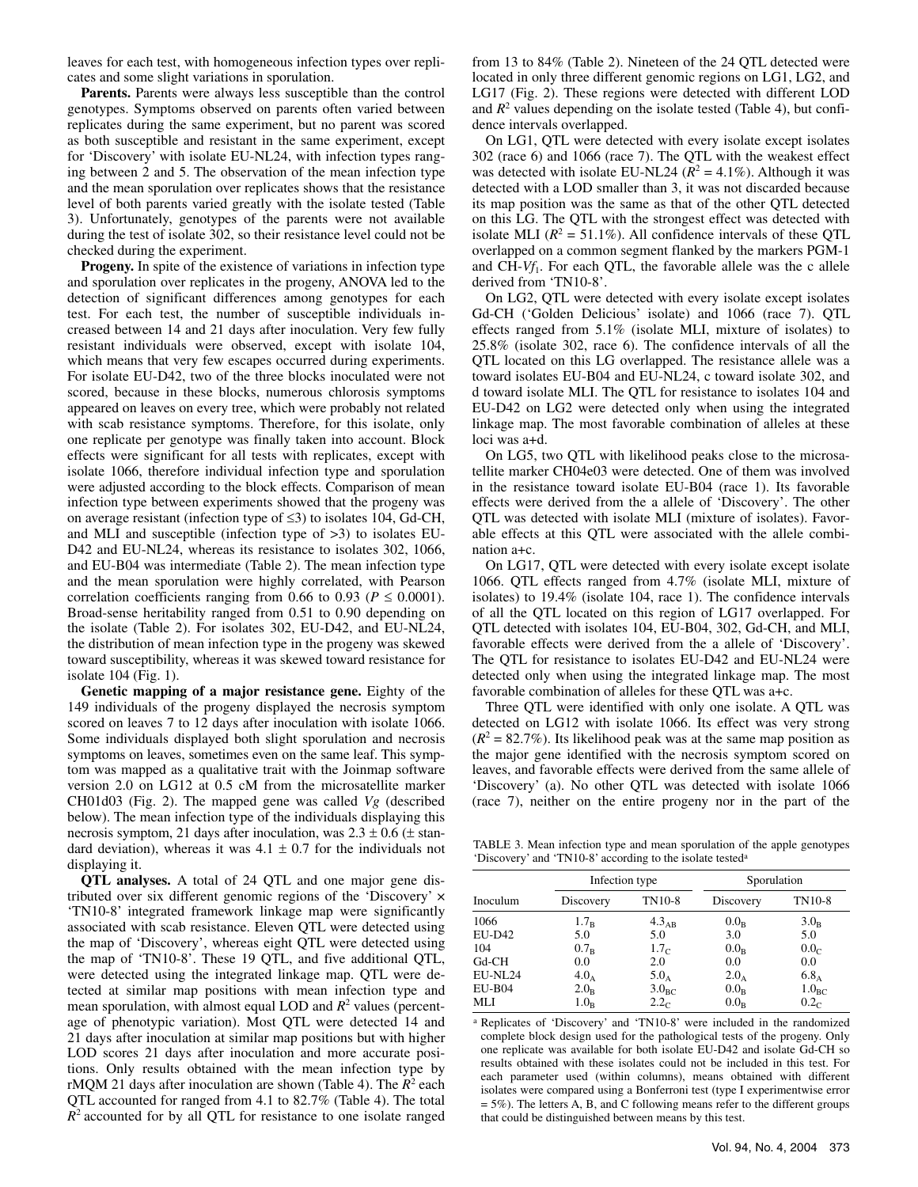leaves for each test, with homogeneous infection types over replicates and some slight variations in sporulation.

**Parents.** Parents were always less susceptible than the control genotypes. Symptoms observed on parents often varied between replicates during the same experiment, but no parent was scored as both susceptible and resistant in the same experiment, except for 'Discovery' with isolate EU-NL24, with infection types ranging between 2 and 5. The observation of the mean infection type and the mean sporulation over replicates shows that the resistance level of both parents varied greatly with the isolate tested (Table 3). Unfortunately, genotypes of the parents were not available during the test of isolate 302, so their resistance level could not be checked during the experiment.

**Progeny.** In spite of the existence of variations in infection type and sporulation over replicates in the progeny, ANOVA led to the detection of significant differences among genotypes for each test. For each test, the number of susceptible individuals increased between 14 and 21 days after inoculation. Very few fully resistant individuals were observed, except with isolate 104, which means that very few escapes occurred during experiments. For isolate EU-D42, two of the three blocks inoculated were not scored, because in these blocks, numerous chlorosis symptoms appeared on leaves on every tree, which were probably not related with scab resistance symptoms. Therefore, for this isolate, only one replicate per genotype was finally taken into account. Block effects were significant for all tests with replicates, except with isolate 1066, therefore individual infection type and sporulation were adjusted according to the block effects. Comparison of mean infection type between experiments showed that the progeny was on average resistant (infection type of ≤3) to isolates 104, Gd-CH, and MLI and susceptible (infection type of >3) to isolates EU-D42 and EU-NL24, whereas its resistance to isolates 302, 1066, and EU-B04 was intermediate (Table 2). The mean infection type and the mean sporulation were highly correlated, with Pearson correlation coefficients ranging from 0.66 to 0.93 ($P \leq 0.0001$). Broad-sense heritability ranged from 0.51 to 0.90 depending on the isolate (Table 2). For isolates 302, EU-D42, and EU-NL24, the distribution of mean infection type in the progeny was skewed toward susceptibility, whereas it was skewed toward resistance for isolate 104 (Fig. 1).

**Genetic mapping of a major resistance gene.** Eighty of the 149 individuals of the progeny displayed the necrosis symptom scored on leaves 7 to 12 days after inoculation with isolate 1066. Some individuals displayed both slight sporulation and necrosis symptoms on leaves, sometimes even on the same leaf. This symptom was mapped as a qualitative trait with the Joinmap software version 2.0 on LG12 at 0.5 cM from the microsatellite marker CH01d03 (Fig. 2). The mapped gene was called *Vg* (described below). The mean infection type of the individuals displaying this necrosis symptom, 21 days after inoculation, was 2.3 ± 0.6 (± standard deviation), whereas it was 4.1 ± 0.7 for the individuals not displaying it.

**QTL analyses.** A total of 24 QTL and one major gene distributed over six different genomic regions of the 'Discovery' × 'TN10-8' integrated framework linkage map were significantly associated with scab resistance. Eleven QTL were detected using the map of 'Discovery', whereas eight QTL were detected using the map of 'TN10-8'. These 19 QTL, and five additional QTL, were detected using the integrated linkage map. QTL were detected at similar map positions with mean infection type and mean sporulation, with almost equal LOD and $R^2$ values (percentage of phenotypic variation). Most QTL were detected 14 and 21 days after inoculation at similar map positions but with higher LOD scores 21 days after inoculation and more accurate positions. Only results obtained with the mean infection type by rMQM 21 days after inoculation are shown (Table 4). The $R^2$ each QTL accounted for ranged from 4.1 to 82.7% (Table 4). The total $R^2$ accounted for by all QTL for resistance to one isolate ranged from 13 to 84% (Table 2). Nineteen of the 24 QTL detected were located in only three different genomic regions on LG1, LG2, and LG17 (Fig. 2). These regions were detected with different LOD and $R^2$ values depending on the isolate tested (Table 4), but confidence intervals overlapped.

On LG1, QTL were detected with every isolate except isolates 302 (race 6) and 1066 (race 7). The QTL with the weakest effect was detected with isolate EU-NL24 ($R^2$ = 4.1%). Although it was detected with a LOD smaller than 3, it was not discarded because its map position was the same as that of the other QTL detected on this LG. The QTL with the strongest effect was detected with isolate MLI ($R^2$ = 51.1%). All confidence intervals of these QTL overlapped on a common segment flanked by the markers PGM-1 and CH-$Vf_1$. For each QTL, the favorable allele was the c allele derived from 'TN10-8'.

On LG2, QTL were detected with every isolate except isolates Gd-CH ('Golden Delicious' isolate) and 1066 (race 7). QTL effects ranged from 5.1% (isolate MLI, mixture of isolates) to 25.8% (isolate 302, race 6). The confidence intervals of all the QTL located on this LG overlapped. The resistance allele was a toward isolates EU-B04 and EU-NL24, c toward isolate 302, and d toward isolate MLI. The QTL for resistance to isolates 104 and EU-D42 on LG2 were detected only when using the integrated linkage map. The most favorable combination of alleles at these loci was a+d.

On LG5, two QTL with likelihood peaks close to the microsatellite marker CH04e03 were detected. One of them was involved in the resistance toward isolate EU-B04 (race 1). Its favorable effects were derived from the a allele of 'Discovery'. The other QTL was detected with isolate MLI (mixture of isolates). Favorable effects at this QTL were associated with the allele combination a+c.

On LG17, QTL were detected with every isolate except isolate 1066. QTL effects ranged from 4.7% (isolate MLI, mixture of isolates) to 19.4% (isolate 104, race 1). The confidence intervals of all the QTL located on this region of LG17 overlapped. For QTL detected with isolates 104, EU-B04, 302, Gd-CH, and MLI, favorable effects were derived from the a allele of 'Discovery'. The QTL for resistance to isolates EU-D42 and EU-NL24 were detected only when using the integrated linkage map. The most favorable combination of alleles for these QTL was a+c.

Three QTL were identified with only one isolate. A QTL was detected on LG12 with isolate 1066. Its effect was very strong ($R^2$ = 82.7%). Its likelihood peak was at the same map position as the major gene identified with the necrosis symptom scored on leaves, and favorable effects were derived from the same allele of 'Discovery' (a). No other QTL was detected with isolate 1066 (race 7), neither on the entire progeny nor in the part of the

TABLE 3. Mean infection type and mean sporulation of the apple genotypes 'Discovery' and 'TN10-8' according to the isolate tested[a]

| Inoculum | Infection type | | Sporulation | |
|---|---|---|---|---|
| | Discovery | TN10-8 | Discovery | TN10-8 |
| 1066 | $1.7_{B}$ | $4.3_{AB}$ | $0.0_{B}$ | $3.0_{B}$ |
| EU-D42 | 5.0 | 5.0 | 3.0 | 5.0 |
| 104 | $0.7_{B}$ | $1.7_{C}$ | $0.0_{B}$ | $0.0_{C}$ |
| Gd-CH | 0.0 | 2.0 | 0.0 | 0.0 |
| EU-NL24 | $4.0_{A}$ | $5.0_{A}$ | $2.0_{A}$ | $6.8_{A}$ |
| EU-B04 | $2.0_{B}$ | $3.0_{BC}$ | $0.0_{B}$ | $1.0_{BC}$ |
| MLI | $1.0_{B}$ | $2.2_{C}$ | $0.0_{B}$ | $0.2_{C}$ |

[a] Replicates of 'Discovery' and 'TN10-8' were included in the randomized complete block design used for the pathological tests of the progeny. Only one replicate was available for both isolate EU-D42 and isolate Gd-CH so results obtained with these isolates could not be included in this test. For each parameter used (within columns), means obtained with different isolates were compared using a Bonferroni test (type I experimentwise error = 5%). The letters A, B, and C following means refer to the different groups that could be distinguished between means by this test.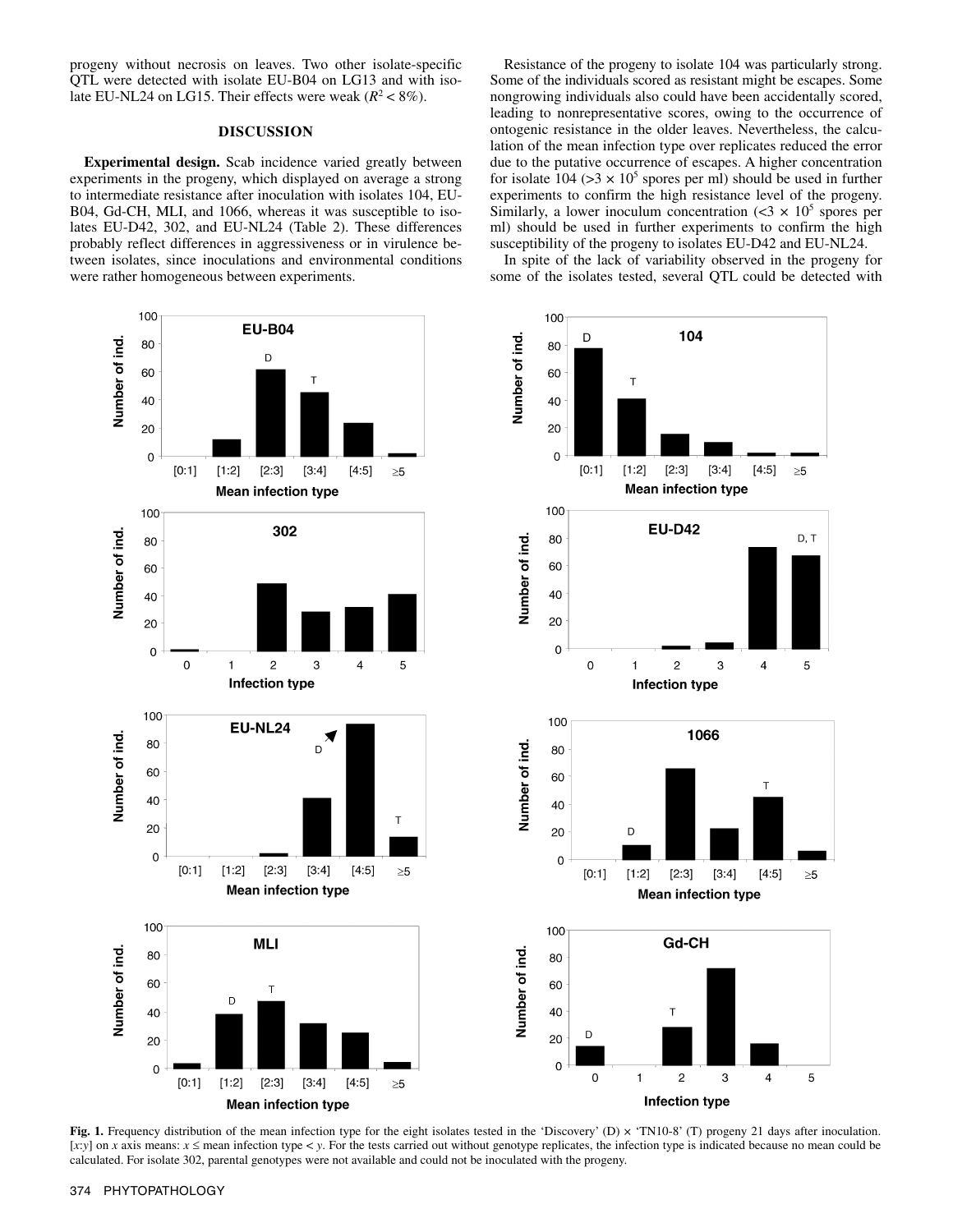progeny without necrosis on leaves. Two other isolate-specific QTL were detected with isolate EU-B04 on LG13 and with isolate EU-NL24 on LG15. Their effects were weak ($R^2 < 8\%$).

## DISCUSSION

**Experimental design.** Scab incidence varied greatly between experiments in the progeny, which displayed on average a strong to intermediate resistance after inoculation with isolates 104, EU-B04, Gd-CH, MLI, and 1066, whereas it was susceptible to isolates EU-D42, 302, and EU-NL24 (Table 2). These differences probably reflect differences in aggressiveness or in virulence between isolates, since inoculations and environmental conditions were rather homogeneous between experiments.

Resistance of the progeny to isolate 104 was particularly strong. Some of the individuals scored as resistant might be escapes. Some nongrowing individuals also could have been accidentally scored, leading to nonrepresentative scores, owing to the occurrence of ontogenic resistance in the older leaves. Nevertheless, the calculation of the mean infection type over replicates reduced the error due to the putative occurrence of escapes. A higher concentration for isolate 104 ($>3 \times 10^5$ spores per ml) should be used in further experiments to confirm the high resistance level of the progeny. Similarly, a lower inoculum concentration ($<3 \times 10^5$ spores per ml) should be used in further experiments to confirm the high susceptibility of the progeny to isolates EU-D42 and EU-NL24.

In spite of the lack of variability observed in the progeny for some of the isolates tested, several QTL could be detected with

**Fig. 1.** Frequency distribution of the mean infection type for the eight isolates tested in the 'Discovery' (D) × 'TN10-8' (T) progeny 21 days after inoculation. [x:y] on x axis means: x ≤ mean infection type < y. For the tests carried out without genotype replicates, the infection type is indicated because no mean could be calculated. For isolate 302, parental genotypes were not available and could not be inoculated with the progeny.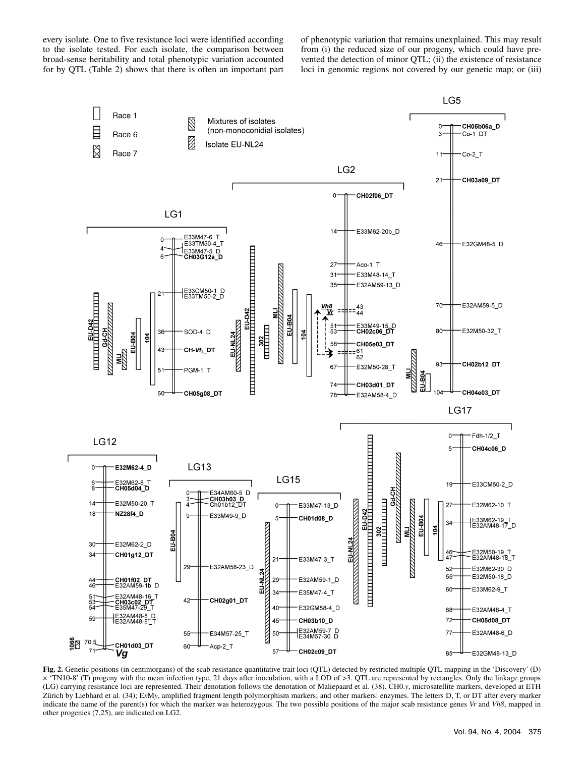every isolate. One to five resistance loci were identified according to the isolate tested. For each isolate, the comparison between broad-sense heritability and total phenotypic variation accounted for by QTL (Table 2) shows that there is often an important part of phenotypic variation that remains unexplained. This may result from (i) the reduced size of our progeny, which could have prevented the detection of minor QTL; (ii) the existence of resistance loci in genomic regions not covered by our genetic map; or (iii)

**Fig. 2.** Genetic positions (in centimorgans) of the scab resistance quantitative trait loci (QTL) detected by restricted multiple QTL mapping in the 'Discovery' (D) × 'TN10-8' (T) progeny with the mean infection type, 21 days after inoculation, with a LOD of >3. QTL are represented by rectangles. Only the linkage groups (LG) carrying resistance loci are represented. Their denotation follows the denotation of Maliepaard et al. (38). CH0.*y*, microsatellite markers, developed at ETH Zürich by Liebhard et al. (34); ExMy, amplified fragment length polymorphism markers; and other markers: enzymes. The letters D, T, or DT after every marker indicate the name of the parent(s) for which the marker was heterozygous. The two possible positions of the major scab resistance genes *Vr* and *Vh8*, mapped in other progenies (7,25), are indicated on LG2.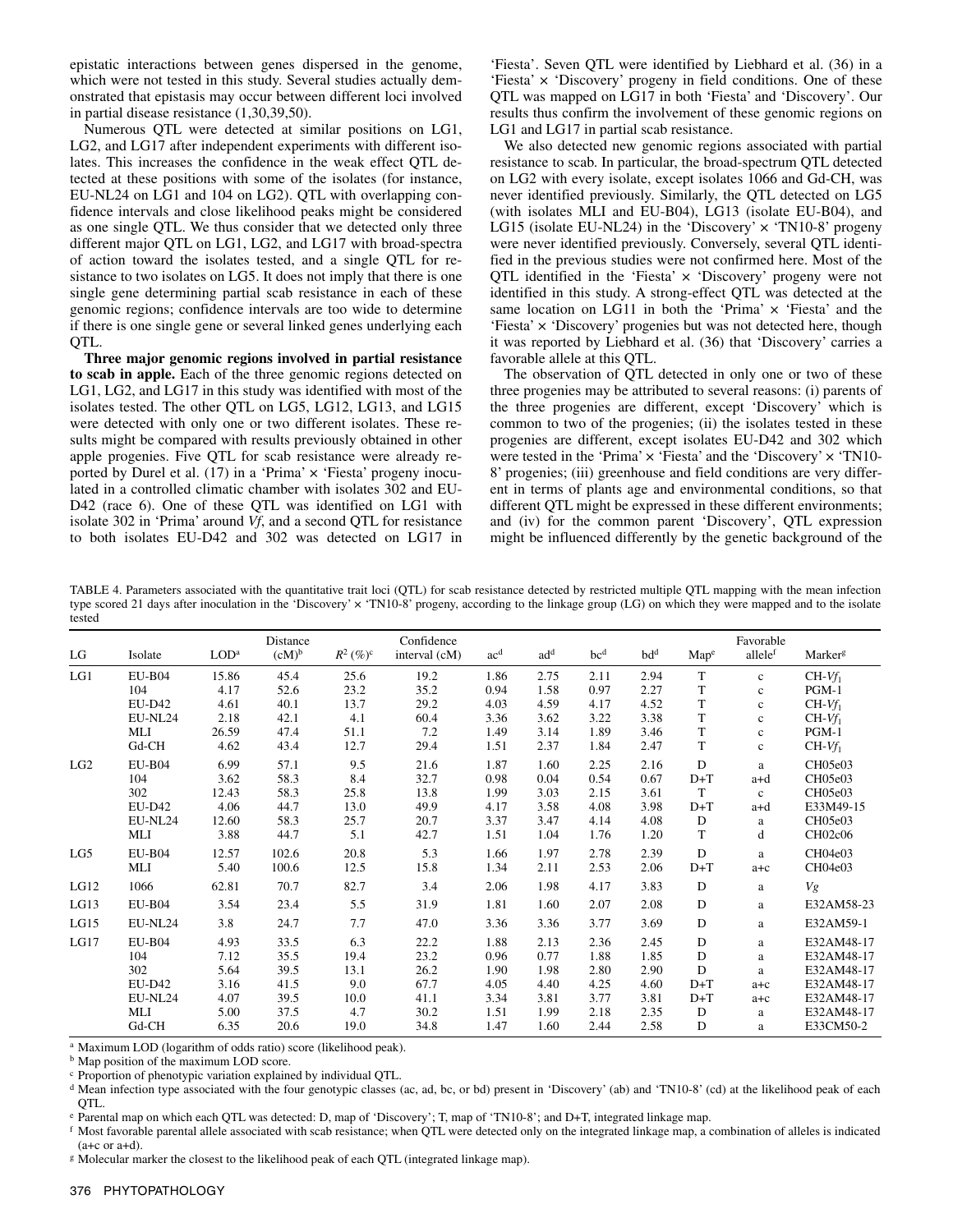epistatic interactions between genes dispersed in the genome, which were not tested in this study. Several studies actually demonstrated that epistasis may occur between different loci involved in partial disease resistance (1,30,39,50).

Numerous QTL were detected at similar positions on LG1, LG2, and LG17 after independent experiments with different isolates. This increases the confidence in the weak effect QTL detected at these positions with some of the isolates (for instance, EU-NL24 on LG1 and 104 on LG2). QTL with overlapping confidence intervals and close likelihood peaks might be considered as one single QTL. We thus consider that we detected only three different major QTL on LG1, LG2, and LG17 with broad-spectra of action toward the isolates tested, and a single QTL for resistance to two isolates on LG5. It does not imply that there is one single gene determining partial scab resistance in each of these genomic regions; confidence intervals are too wide to determine if there is one single gene or several linked genes underlying each QTL.

**Three major genomic regions involved in partial resistance to scab in apple.** Each of the three genomic regions detected on LG1, LG2, and LG17 in this study was identified with most of the isolates tested. The other QTL on LG5, LG12, LG13, and LG15 were detected with only one or two different isolates. These results might be compared with results previously obtained in other apple progenies. Five QTL for scab resistance were already reported by Durel et al. (17) in a 'Prima' × 'Fiesta' progeny inoculated in a controlled climatic chamber with isolates 302 and EU-D42 (race 6). One of these QTL was identified on LG1 with isolate 302 in 'Prima' around *Vf*, and a second QTL for resistance to both isolates EU-D42 and 302 was detected on LG17 in 'Fiesta'. Seven QTL were identified by Liebhard et al. (36) in a 'Fiesta' × 'Discovery' progeny in field conditions. One of these QTL was mapped on LG17 in both 'Fiesta' and 'Discovery'. Our results thus confirm the involvement of these genomic regions on LG1 and LG17 in partial scab resistance.

We also detected new genomic regions associated with partial resistance to scab. In particular, the broad-spectrum QTL detected on LG2 with every isolate, except isolates 1066 and Gd-CH, was never identified previously. Similarly, the QTL detected on LG5 (with isolates MLI and EU-B04), LG13 (isolate EU-B04), and LG15 (isolate EU-NL24) in the 'Discovery' × 'TN10-8' progeny were never identified previously. Conversely, several QTL identified in the previous studies were not confirmed here. Most of the QTL identified in the 'Fiesta' × 'Discovery' progeny were not identified in this study. A strong-effect QTL was detected at the same location on LG11 in both the 'Prima' × 'Fiesta' and the 'Fiesta' × 'Discovery' progenies but was not detected here, though it was reported by Liebhard et al. (36) that 'Discovery' carries a favorable allele at this QTL.

The observation of QTL detected in only one or two of these three progenies may be attributed to several reasons: (i) parents of the three progenies are different, except 'Discovery' which is common to two of the progenies; (ii) the isolates tested in these progenies are different, except isolates EU-D42 and 302 which were tested in the 'Prima' × 'Fiesta' and the 'Discovery' × 'TN10-8' progenies; (iii) greenhouse and field conditions are very different in terms of plants age and environmental conditions, so that different QTL might be expressed in these different environments; and (iv) for the common parent 'Discovery', QTL expression might be influenced differently by the genetic background of the

TABLE 4. Parameters associated with the quantitative trait loci (QTL) for scab resistance detected by restricted multiple QTL mapping with the mean infection type scored 21 days after inoculation in the 'Discovery' × 'TN10-8' progeny, according to the linkage group (LG) on which they were mapped and to the isolate tested

| LG | Isolate | LOD[a] | Distance (cM)[b] | $R^2$ (%)[c] | Confidence interval (cM) | ac[d] | ad[d] | bc[d] | bd[d] | Map[e] | Favorable allele[f] | Marker[g] |
|---|---|---|---|---|---|---|---|---|---|---|---|---|
| LG1 | EU-B04 | 15.86 | 45.4 | 25.6 | 19.2 | 1.86 | 2.75 | 2.11 | 2.94 | T | c | CH-$Vf_1$ |
| | 104 | 4.17 | 52.6 | 23.2 | 35.2 | 0.94 | 1.58 | 0.97 | 2.27 | T | c | PGM-1 |
| | EU-D42 | 4.61 | 40.1 | 13.7 | 29.2 | 4.03 | 4.59 | 4.17 | 4.52 | T | c | CH-$Vf_1$ |
| | EU-NL24 | 2.18 | 42.1 | 4.1 | 60.4 | 3.36 | 3.62 | 3.22 | 3.38 | T | c | CH-$Vf_1$ |
| | MLI | 26.59 | 47.4 | 51.1 | 7.2 | 1.49 | 3.14 | 1.89 | 3.46 | T | c | PGM-1 |
| | Gd-CH | 4.62 | 43.4 | 12.7 | 29.4 | 1.51 | 2.37 | 1.84 | 2.47 | T | c | CH-$Vf_1$ |
| LG2 | EU-B04 | 6.99 | 57.1 | 9.5 | 21.6 | 1.87 | 1.60 | 2.25 | 2.16 | D | a | CH05e03 |
| | 104 | 3.62 | 58.3 | 8.4 | 32.7 | 0.98 | 0.04 | 0.54 | 0.67 | D+T | a+d | CH05e03 |
| | 302 | 12.43 | 58.3 | 25.8 | 13.8 | 1.99 | 3.03 | 2.15 | 3.61 | T | c | CH05e03 |
| | EU-D42 | 4.06 | 44.7 | 13.0 | 49.9 | 4.17 | 3.58 | 4.08 | 3.98 | D+T | a+d | E33M49-15 |
| | EU-NL24 | 12.60 | 58.3 | 25.7 | 20.7 | 3.37 | 3.47 | 4.14 | 4.08 | D | a | CH05e03 |
| | MLI | 3.88 | 44.7 | 5.1 | 42.7 | 1.51 | 1.04 | 1.76 | 1.20 | T | d | CH02c06 |
| LG5 | EU-B04 | 12.57 | 102.6 | 20.8 | 5.3 | 1.66 | 1.97 | 2.78 | 2.39 | D | a | CH04e03 |
| | MLI | 5.40 | 100.6 | 12.5 | 15.8 | 1.34 | 2.11 | 2.53 | 2.06 | D+T | a+c | CH04e03 |
| LG12 | 1066 | 62.81 | 70.7 | 82.7 | 3.4 | 2.06 | 1.98 | 4.17 | 3.83 | D | a | *Vg* |
| LG13 | EU-B04 | 3.54 | 23.4 | 5.5 | 31.9 | 1.81 | 1.60 | 2.07 | 2.08 | D | a | E32AM58-23 |
| LG15 | EU-NL24 | 3.8 | 24.7 | 7.7 | 47.0 | 3.36 | 3.36 | 3.77 | 3.69 | D | a | E32AM59-1 |
| LG17 | EU-B04 | 4.93 | 33.5 | 6.3 | 22.2 | 1.88 | 2.13 | 2.36 | 2.45 | D | a | E32AM48-17 |
| | 104 | 7.12 | 35.5 | 19.4 | 23.2 | 0.96 | 0.77 | 1.88 | 1.85 | D | a | E32AM48-17 |
| | 302 | 5.64 | 39.5 | 13.1 | 26.2 | 1.90 | 1.98 | 2.80 | 2.90 | D | a | E32AM48-17 |
| | EU-D42 | 3.16 | 41.5 | 9.0 | 67.7 | 4.05 | 4.40 | 4.25 | 4.60 | D+T | a+c | E32AM48-17 |
| | EU-NL24 | 4.07 | 39.5 | 10.0 | 41.1 | 3.34 | 3.81 | 3.77 | 3.81 | D+T | a+c | E32AM48-17 |
| | MLI | 5.00 | 37.5 | 4.7 | 30.2 | 1.51 | 1.99 | 2.18 | 2.35 | D | a | E32AM48-17 |
| | Gd-CH | 6.35 | 20.6 | 19.0 | 34.8 | 1.47 | 1.60 | 2.44 | 2.58 | D | a | E33CM50-2 |

[a] Maximum LOD (logarithm of odds ratio) score (likelihood peak).

[b] Map position of the maximum LOD score.

[c] Proportion of phenotypic variation explained by individual QTL.

[d] Mean infection type associated with the four genotypic classes (ac, ad, bc, or bd) present in 'Discovery' (ab) and 'TN10-8' (cd) at the likelihood peak of each QTL.

[e] Parental map on which each QTL was detected: D, map of 'Discovery'; T, map of 'TN10-8'; and D+T, integrated linkage map.

[f] Most favorable parental allele associated with scab resistance; when QTL were detected only on the integrated linkage map, a combination of alleles is indicated (a+c or a+d).

[g] Molecular marker the closest to the likelihood peak of each QTL (integrated linkage map).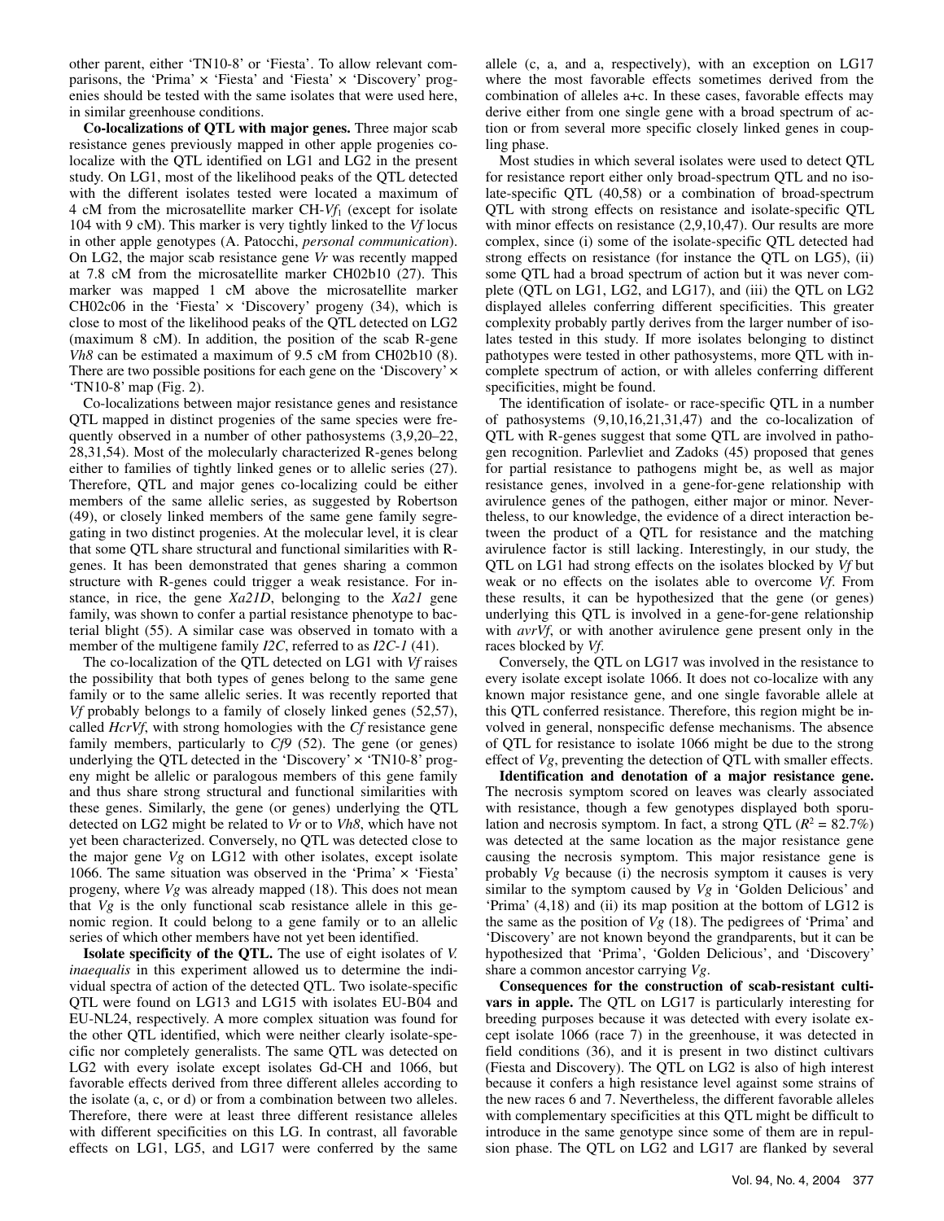other parent, either 'TN10-8' or 'Fiesta'. To allow relevant comparisons, the 'Prima' × 'Fiesta' and 'Fiesta' × 'Discovery' progenies should be tested with the same isolates that were used here, in similar greenhouse conditions.

**Co-localizations of QTL with major genes.** Three major scab resistance genes previously mapped in other apple progenies colocalize with the QTL identified on LG1 and LG2 in the present study. On LG1, most of the likelihood peaks of the QTL detected with the different isolates tested were located a maximum of 4 cM from the microsatellite marker CH-$Vf_1$ (except for isolate 104 with 9 cM). This marker is very tightly linked to the *Vf* locus in other apple genotypes (A. Patocchi, *personal communication*). On LG2, the major scab resistance gene *Vr* was recently mapped at 7.8 cM from the microsatellite marker CH02b10 (27). This marker was mapped 1 cM above the microsatellite marker CH02c06 in the 'Fiesta' × 'Discovery' progeny (34), which is close to most of the likelihood peaks of the QTL detected on LG2 (maximum 8 cM). In addition, the position of the scab R-gene *Vh8* can be estimated a maximum of 9.5 cM from CH02b10 (8). There are two possible positions for each gene on the 'Discovery' × 'TN10-8' map (Fig. 2).

Co-localizations between major resistance genes and resistance QTL mapped in distinct progenies of the same species were frequently observed in a number of other pathosystems (3,9,20–22, 28,31,54). Most of the molecularly characterized R-genes belong either to families of tightly linked genes or to allelic series (27). Therefore, QTL and major genes co-localizing could be either members of the same allelic series, as suggested by Robertson (49), or closely linked members of the same gene family segregating in two distinct progenies. At the molecular level, it is clear that some QTL share structural and functional similarities with R-genes. It has been demonstrated that genes sharing a common structure with R-genes could trigger a weak resistance. For instance, in rice, the gene *Xa21D*, belonging to the *Xa21* gene family, was shown to confer a partial resistance phenotype to bacterial blight (55). A similar case was observed in tomato with a member of the multigene family *I2C*, referred to as *I2C-1* (41).

The co-localization of the QTL detected on LG1 with *Vf* raises the possibility that both types of genes belong to the same gene family or to the same allelic series. It was recently reported that *Vf* probably belongs to a family of closely linked genes (52,57), called *HcrVf*, with strong homologies with the *Cf* resistance gene family members, particularly to *Cf9* (52). The gene (or genes) underlying the QTL detected in the 'Discovery' × 'TN10-8' progeny might be allelic or paralogous members of this gene family and thus share strong structural and functional similarities with these genes. Similarly, the gene (or genes) underlying the QTL detected on LG2 might be related to *Vr* or to *Vh8*, which have not yet been characterized. Conversely, no QTL was detected close to the major gene *Vg* on LG12 with other isolates, except isolate 1066. The same situation was observed in the 'Prima' × 'Fiesta' progeny, where *Vg* was already mapped (18). This does not mean that *Vg* is the only functional scab resistance allele in this genomic region. It could belong to a gene family or to an allelic series of which other members have not yet been identified.

**Isolate specificity of the QTL.** The use of eight isolates of *V. inaequalis* in this experiment allowed us to determine the individual spectra of action of the detected QTL. Two isolate-specific QTL were found on LG13 and LG15 with isolates EU-B04 and EU-NL24, respectively. A more complex situation was found for the other QTL identified, which were neither clearly isolate-specific nor completely generalists. The same QTL was detected on LG2 with every isolate except isolates Gd-CH and 1066, but favorable effects derived from three different alleles according to the isolate (a, c, or d) or from a combination between two alleles. Therefore, there were at least three different resistance alleles with different specificities on this LG. In contrast, all favorable effects on LG1, LG5, and LG17 were conferred by the same allele (c, a, and a, respectively), with an exception on LG17 where the most favorable effects sometimes derived from the combination of alleles a+c. In these cases, favorable effects may derive either from one single gene with a broad spectrum of action or from several more specific closely linked genes in coupling phase.

Most studies in which several isolates were used to detect QTL for resistance report either only broad-spectrum QTL and no isolate-specific QTL (40,58) or a combination of broad-spectrum QTL with strong effects on resistance and isolate-specific QTL with minor effects on resistance (2,9,10,47). Our results are more complex, since (i) some of the isolate-specific QTL detected had strong effects on resistance (for instance the QTL on LG5), (ii) some QTL had a broad spectrum of action but it was never complete (QTL on LG1, LG2, and LG17), and (iii) the QTL on LG2 displayed alleles conferring different specificities. This greater complexity probably partly derives from the larger number of isolates tested in this study. If more isolates belonging to distinct pathotypes were tested in other pathosystems, more QTL with incomplete spectrum of action, or with alleles conferring different specificities, might be found.

The identification of isolate- or race-specific QTL in a number of pathosystems (9,10,16,21,31,47) and the co-localization of QTL with R-genes suggest that some QTL are involved in pathogen recognition. Parlevliet and Zadoks (45) proposed that genes for partial resistance to pathogens might be, as well as major resistance genes, involved in a gene-for-gene relationship with avirulence genes of the pathogen, either major or minor. Nevertheless, to our knowledge, the evidence of a direct interaction between the product of a QTL for resistance and the matching avirulence factor is still lacking. Interestingly, in our study, the QTL on LG1 had strong effects on the isolates blocked by *Vf* but weak or no effects on the isolates able to overcome *Vf*. From these results, it can be hypothesized that the gene (or genes) underlying this QTL is involved in a gene-for-gene relationship with *avrVf*, or with another avirulence gene present only in the races blocked by *Vf*.

Conversely, the QTL on LG17 was involved in the resistance to every isolate except isolate 1066. It does not co-localize with any known major resistance gene, and one single favorable allele at this QTL conferred resistance. Therefore, this region might be involved in general, nonspecific defense mechanisms. The absence of QTL for resistance to isolate 1066 might be due to the strong effect of *Vg*, preventing the detection of QTL with smaller effects.

**Identification and denotation of a major resistance gene.** The necrosis symptom scored on leaves was clearly associated with resistance, though a few genotypes displayed both sporulation and necrosis symptom. In fact, a strong QTL ($R^2$ = 82.7%) was detected at the same location as the major resistance gene causing the necrosis symptom. This major resistance gene is probably *Vg* because (i) the necrosis symptom it causes is very similar to the symptom caused by *Vg* in 'Golden Delicious' and 'Prima' (4,18) and (ii) its map position at the bottom of LG12 is the same as the position of *Vg* (18). The pedigrees of 'Prima' and 'Discovery' are not known beyond the grandparents, but it can be hypothesized that 'Prima', 'Golden Delicious', and 'Discovery' share a common ancestor carrying *Vg*.

**Consequences for the construction of scab-resistant cultivars in apple.** The QTL on LG17 is particularly interesting for breeding purposes because it was detected with every isolate except isolate 1066 (race 7) in the greenhouse, it was detected in field conditions (36), and it is present in two distinct cultivars (Fiesta and Discovery). The QTL on LG2 is also of high interest because it confers a high resistance level against some strains of the new races 6 and 7. Nevertheless, the different favorable alleles with complementary specificities at this QTL might be difficult to introduce in the same genotype since some of them are in repulsion phase. The QTL on LG2 and LG17 are flanked by several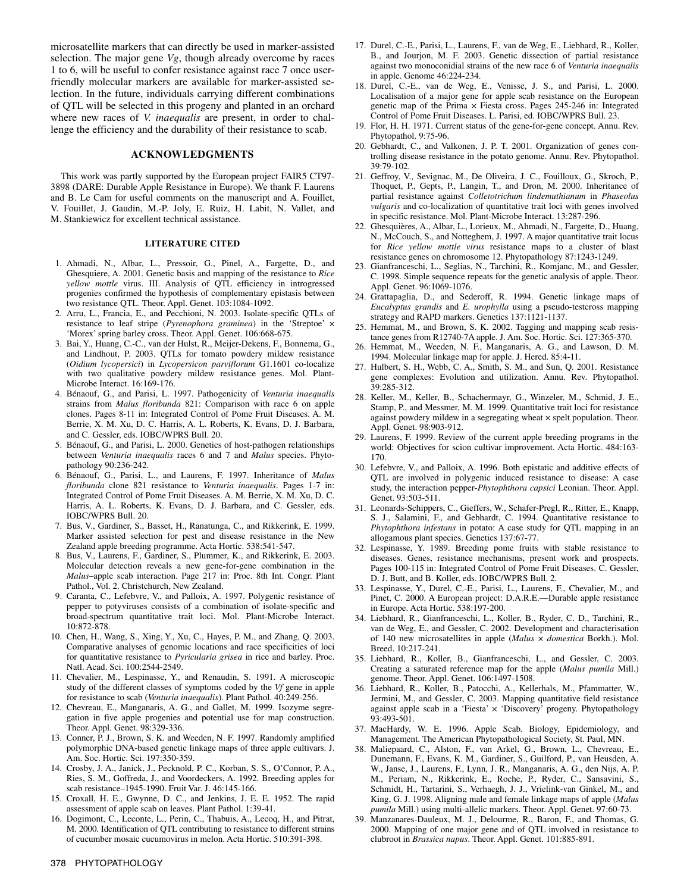microsatellite markers that can directly be used in marker-assisted selection. The major gene *Vg*, though already overcome by races 1 to 6, will be useful to confer resistance against race 7 once user-friendly molecular markers are available for marker-assisted selection. In the future, individuals carrying different combinations of QTL will be selected in this progeny and planted in an orchard where new races of *V. inaequalis* are present, in order to challenge the efficiency and the durability of their resistance to scab.

## ACKNOWLEDGMENTS

This work was partly supported by the European project FAIR5 CT97-3898 (DARE: Durable Apple Resistance in Europe). We thank F. Laurens and B. Le Cam for useful comments on the manuscript and A. Fouillet, V. Fouillet, J. Gaudin, M.-P. Joly, E. Ruiz, H. Labit, N. Vallet, and M. Stankiewicz for excellent technical assistance.

### LITERATURE CITED

1. Ahmadi, N., Albar, L., Pressoir, G., Pinel, A., Fargette, D., and Ghesquiere, A. 2001. Genetic basis and mapping of the resistance to *Rice yellow mottle* virus. III. Analysis of QTL efficiency in introgressed progenies confirmed the hypothesis of complementary epistasis between two resistance QTL. Theor. Appl. Genet. 103:1084-1092.
2. Arru, L., Francia, E., and Pecchioni, N. 2003. Isolate-specific QTLs of resistance to leaf stripe (*Pyrenophora graminea*) in the 'Streptoe' × 'Morex' spring barley cross. Theor. Appl. Genet. 106:668-675.
3. Bai, Y., Huang, C.-C., van der Hulst, R., Meijer-Dekens, F., Bonnema, G., and Lindhout, P. 2003. QTLs for tomato powdery mildew resistance (*Oidium lycopersici*) in *Lycopersicon parviflorum* G1.1601 co-localize with two qualitative powdery mildew resistance genes. Mol. Plant-Microbe Interact. 16:169-176.
4. Bénaouf, G., and Parisi, L. 1997. Pathogenicity of *Venturia inaequalis* strains from *Malus floribunda* 821: Comparison with race 6 on apple clones. Pages 8-11 in: Integrated Control of Pome Fruit Diseases. A. M. Berrie, X. M. Xu, D. C. Harris, A. L. Roberts, K. Evans, D. J. Barbara, and C. Gessler, eds. IOBC/WPRS Bull. 20.
5. Bénaouf, G., and Parisi, L. 2000. Genetics of host-pathogen relationships between *Venturia inaequalis* races 6 and 7 and *Malus* species. Phytopathology 90:236-242.
6. Bénaouf, G., Parisi, L., and Laurens, F. 1997. Inheritance of *Malus floribunda* clone 821 resistance to *Venturia inaequalis*. Pages 1-7 in: Integrated Control of Pome Fruit Diseases. A. M. Berrie, X. M. Xu, D. C. Harris, A. L. Roberts, K. Evans, D. J. Barbara, and C. Gessler, eds. IOBC/WPRS Bull. 20.
7. Bus, V., Gardiner, S., Basset, H., Ranatunga, C., and Rikkerink, E. 1999. Marker assisted selection for pest and disease resistance in the New Zealand apple breeding programme. Acta Hortic. 538:541-547.
8. Bus, V., Laurens, F., Gardiner, S., Plummer, K., and Rikkerink, E. 2003. Molecular detection reveals a new gene-for-gene combination in the *Malus*–apple scab interaction. Page 217 in: Proc. 8th Int. Congr. Plant Pathol., Vol. 2. Christchurch, New Zealand.
9. Caranta, C., Lefebvre, V., and Palloix, A. 1997. Polygenic resistance of pepper to potyviruses consists of a combination of isolate-specific and broad-spectrum quantitative trait loci. Mol. Plant-Microbe Interact. 10:872-878.
10. Chen, H., Wang, S., Xing, Y., Xu, C., Hayes, P. M., and Zhang, Q. 2003. Comparative analyses of genomic locations and race specificities of loci for quantitative resistance to *Pyricularia grisea* in rice and barley. Proc. Natl. Acad. Sci. 100:2544-2549.
11. Chevalier, M., Lespinasse, Y., and Renaudin, S. 1991. A microscopic study of the different classes of symptoms coded by the *Vf* gene in apple for resistance to scab (*Venturia inaequalis*). Plant Pathol. 40:249-256.
12. Chevreau, E., Manganaris, A. G., and Gallet, M. 1999. Isozyme segregation in five apple progenies and potential use for map construction. Theor. Appl. Genet. 98:329-336.
13. Conner, P. J., Brown, S. K. and Weeden, N. F. 1997. Randomly amplified polymorphic DNA-based genetic linkage maps of three apple cultivars. J. Am. Soc. Hortic. Sci. 197:350-359.
14. Crosby, J. A., Janick, J., Pecknold, P. C., Korban, S. S., O'Connor, P. A., Ries, S. M., Goffreda, J., and Voordeckers, A. 1992. Breeding apples for scab resistance–1945-1990. Fruit Var. J. 46:145-166.
15. Croxall, H. E., Gwynne, D. C., and Jenkins, J. E. E. 1952. The rapid assessment of apple scab on leaves. Plant Pathol. 1:39-41.
16. Dogimont, C., Leconte, L., Perin, C., Thabuis, A., Lecoq, H., and Pitrat, M. 2000. Identification of QTL contributing to resistance to different strains of cucumber mosaic cucumovirus in melon. Acta Hortic. 510:391-398.
17. Durel, C.-E., Parisi, L., Laurens, F., van de Weg, E., Liebhard, R., Koller, B., and Jourjon, M. F. 2003. Genetic dissection of partial resistance against two monoconidial strains of the new race 6 of *Venturia inaequalis* in apple. Genome 46:224-234.
18. Durel, C.-E., van de Weg, E., Venisse, J. S., and Parisi, L. 2000. Localisation of a major gene for apple scab resistance on the European genetic map of the Prima × Fiesta cross. Pages 245-246 in: Integrated Control of Pome Fruit Diseases. L. Parisi, ed. IOBC/WPRS Bull. 23.
19. Flor, H. H. 1971. Current status of the gene-for-gene concept. Annu. Rev. Phytopathol. 9:75-96.
20. Gebhardt, C., and Valkonen, J. P. T. 2001. Organization of genes controlling disease resistance in the potato genome. Annu. Rev. Phytopathol. 39:79-102.
21. Geffroy, V., Sevignac, M., De Oliveira, J. C., Fouilloux, G., Skroch, P., Thoquet, P., Gepts, P., Langin, T., and Dron, M. 2000. Inheritance of partial resistance against *Colletotrichum lindemuthianum* in *Phaseolus vulgaris* and co-localization of quantitative trait loci with genes involved in specific resistance. Mol. Plant-Microbe Interact. 13:287-296.
22. Ghesquières, A., Albar, L., Lorieux, M., Ahmadi, N., Fargette, D., Huang, N., McCouch, S., and Notteghem, J. 1997. A major quantitative trait locus for *Rice yellow mottle virus* resistance maps to a cluster of blast resistance genes on chromosome 12. Phytopathology 87:1243-1249.
23. Gianfranceschi, L., Seglias, N., Tarchini, R., Komjanc, M., and Gessler, C. 1998. Simple sequence repeats for the genetic analysis of apple. Theor. Appl. Genet. 96:1069-1076.
24. Grattapaglia, D., and Sederoff, R. 1994. Genetic linkage maps of *Eucalyptus grandis* and *E. urophylla* using a pseudo-testcross mapping strategy and RAPD markers. Genetics 137:1121-1137.
25. Hemmat, M., and Brown, S. K. 2002. Tagging and mapping scab resistance genes from R12740-7A apple. J. Am. Soc. Hortic. Sci. 127:365-370.
26. Hemmat, M., Weeden, N. F., Manganaris, A. G., and Lawson, D. M. 1994. Molecular linkage map for apple. J. Hered. 85:4-11.
27. Hulbert, S. H., Webb, C. A., Smith, S. M., and Sun, Q. 2001. Resistance gene complexes: Evolution and utilization. Annu. Rev. Phytopathol. 39:285-312.
28. Keller, M., Keller, B., Schachermayr, G., Winzeler, M., Schmid, J. E., Stamp, P., and Messmer, M. M. 1999. Quantitative trait loci for resistance against powdery mildew in a segregating wheat × spelt population. Theor. Appl. Genet. 98:903-912.
29. Laurens, F. 1999. Review of the current apple breeding programs in the world: Objectives for scion cultivar improvement. Acta Hortic. 484:163-170.
30. Lefebvre, V., and Palloix, A. 1996. Both epistatic and additive effects of QTL are involved in polygenic induced resistance to disease: A case study, the interaction pepper-*Phytophthora capsici* Leonian. Theor. Appl. Genet. 93:503-511.
31. Leonards-Schippers, C., Gieffers, W., Schafer-Pregl, R., Ritter, E., Knapp, S. J., Salamini, F., and Gebhardt, C. 1994. Quantitative resistance to *Phytophthora infestans* in potato: A case study for QTL mapping in an allogamous plant species. Genetics 137:67-77.
32. Lespinasse, Y. 1989. Breeding pome fruits with stable resistance to diseases. Genes, resistance mechanisms, present work and prospects. Pages 100-115 in: Integrated Control of Pome Fruit Diseases. C. Gessler, D. J. Butt, and B. Koller, eds. IOBC/WPRS Bull. 2.
33. Lespinasse, Y., Durel, C.-E., Parisi, L., Laurens, F., Chevalier, M., and Pinet, C. 2000. A European project: D.A.R.E.—Durable apple resistance in Europe. Acta Hortic. 538:197-200.
34. Liebhard, R., Gianfranceschi, L., Koller, B., Ryder, C. D., Tarchini, R., van de Weg, E., and Gessler, C. 2002. Development and characterisation of 140 new microsatellites in apple (*Malus* × *domestica* Borkh.). Mol. Breed. 10:217-241.
35. Liebhard, R., Koller, B., Gianfranceschi, L., and Gessler, C. 2003. Creating a saturated reference map for the apple (*Malus pumila* Mill.) genome. Theor. Appl. Genet. 106:1497-1508.
36. Liebhard, R., Koller, B., Patocchi, A., Kellerhals, M., Pfammatter, W., Jermini, M., and Gessler, C. 2003. Mapping quantitative field resistance against apple scab in a 'Fiesta' × 'Discovery' progeny. Phytopathology 93:493-501.
37. MacHardy, W. E. 1996. Apple Scab. Biology, Epidemiology, and Management. The American Phytopathological Society, St. Paul, MN.
38. Maliepaard, C., Alston, F., van Arkel, G., Brown, L., Chevreau, E., Dunemann, F., Evans, K. M., Gardiner, S., Guilford, P., van Heusden, A. W., Janse, J., Laurens, F., Lynn, J. R., Manganaris, A. G., den Nijs, A. P. M., Periam, N., Rikkerink, E., Roche, P., Ryder, C., Sansavini, S., Schmidt, H., Tartarini, S., Verhaegh, J. J., Vrielink-van Ginkel, M., and King, G. J. 1998. Aligning male and female linkage maps of apple (*Malus pumila* Mill.) using multi-allelic markers. Theor. Appl. Genet. 97:60-73.
39. Manzanares-Dauleux, M. J., Delourme, R., Baron, F., and Thomas, G. 2000. Mapping of one major gene and of QTL involved in resistance to clubroot in *Brassica napus*. Theor. Appl. Genet. 101:885-891.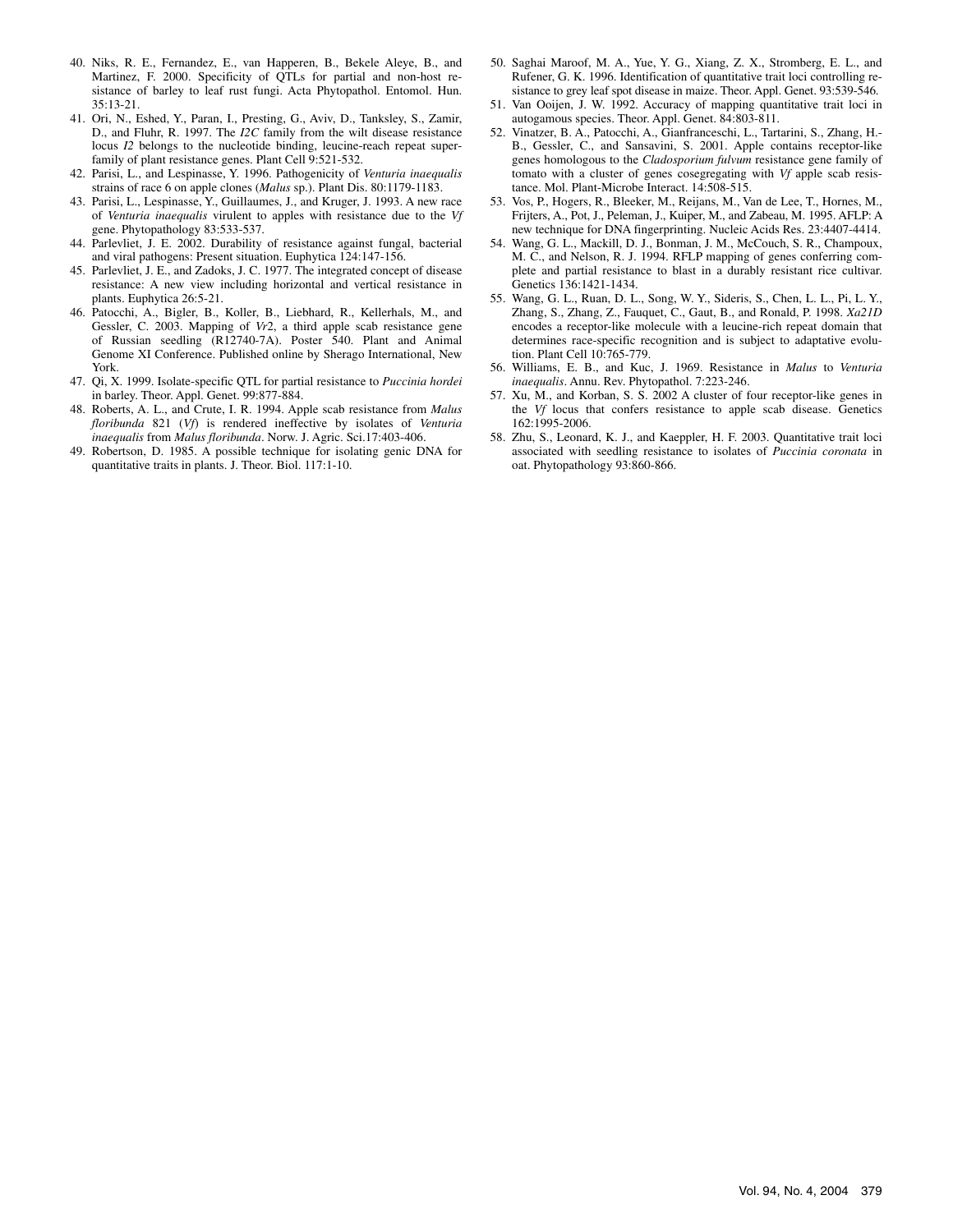40. Niks, R. E., Fernandez, E., van Happeren, B., Bekele Aleye, B., and Martinez, F. 2000. Specificity of QTLs for partial and non-host resistance of barley to leaf rust fungi. Acta Phytopathol. Entomol. Hun. 35:13-21.
41. Ori, N., Eshed, Y., Paran, I., Presting, G., Aviv, D., Tanksley, S., Zamir, D., and Fluhr, R. 1997. The *I2C* family from the wilt disease resistance locus *I2* belongs to the nucleotide binding, leucine-reach repeat superfamily of plant resistance genes. Plant Cell 9:521-532.
42. Parisi, L., and Lespinasse, Y. 1996. Pathogenicity of *Venturia inaequalis* strains of race 6 on apple clones (*Malus* sp.). Plant Dis. 80:1179-1183.
43. Parisi, L., Lespinasse, Y., Guillaumes, J., and Kruger, J. 1993. A new race of *Venturia inaequalis* virulent to apples with resistance due to the *Vf* gene. Phytopathology 83:533-537.
44. Parlevliet, J. E. 2002. Durability of resistance against fungal, bacterial and viral pathogens: Present situation. Euphytica 124:147-156.
45. Parlevliet, J. E., and Zadoks, J. C. 1977. The integrated concept of disease resistance: A new view including horizontal and vertical resistance in plants. Euphytica 26:5-21.
46. Patocchi, A., Bigler, B., Koller, B., Liebhard, R., Kellerhals, M., and Gessler, C. 2003. Mapping of *Vr*2, a third apple scab resistance gene of Russian seedling (R12740-7A). Poster 540. Plant and Animal Genome XI Conference. Published online by Sherago International, New York.
47. Qi, X. 1999. Isolate-specific QTL for partial resistance to *Puccinia hordei* in barley. Theor. Appl. Genet. 99:877-884.
48. Roberts, A. L., and Crute, I. R. 1994. Apple scab resistance from *Malus floribunda* 821 (*Vf*) is rendered ineffective by isolates of *Venturia inaequalis* from *Malus floribunda*. Norw. J. Agric. Sci.17:403-406.
49. Robertson, D. 1985. A possible technique for isolating genic DNA for quantitative traits in plants. J. Theor. Biol. 117:1-10.
50. Saghai Maroof, M. A., Yue, Y. G., Xiang, Z. X., Stromberg, E. L., and Rufener, G. K. 1996. Identification of quantitative trait loci controlling resistance to grey leaf spot disease in maize. Theor. Appl. Genet. 93:539-546.
51. Van Ooijen, J. W. 1992. Accuracy of mapping quantitative trait loci in autogamous species. Theor. Appl. Genet. 84:803-811.
52. Vinatzer, B. A., Patocchi, A., Gianfranceschi, L., Tartarini, S., Zhang, H.-B., Gessler, C., and Sansavini, S. 2001. Apple contains receptor-like genes homologous to the *Cladosporium fulvum* resistance gene family of tomato with a cluster of genes cosegregating with *Vf* apple scab resistance. Mol. Plant-Microbe Interact. 14:508-515.
53. Vos, P., Hogers, R., Bleeker, M., Reijans, M., Van de Lee, T., Hornes, M., Frijters, A., Pot, J., Peleman, J., Kuiper, M., and Zabeau, M. 1995. AFLP: A new technique for DNA fingerprinting. Nucleic Acids Res. 23:4407-4414.
54. Wang, G. L., Mackill, D. J., Bonman, J. M., McCouch, S. R., Champoux, M. C., and Nelson, R. J. 1994. RFLP mapping of genes conferring complete and partial resistance to blast in a durably resistant rice cultivar. Genetics 136:1421-1434.
55. Wang, G. L., Ruan, D. L., Song, W. Y., Sideris, S., Chen, L. L., Pi, L. Y., Zhang, S., Zhang, Z., Fauquet, C., Gaut, B., and Ronald, P. 1998. *Xa21D* encodes a receptor-like molecule with a leucine-rich repeat domain that determines race-specific recognition and is subject to adaptative evolution. Plant Cell 10:765-779.
56. Williams, E. B., and Kuc, J. 1969. Resistance in *Malus* to *Venturia inaequalis*. Annu. Rev. Phytopathol. 7:223-246.
57. Xu, M., and Korban, S. S. 2002 A cluster of four receptor-like genes in the *Vf* locus that confers resistance to apple scab disease. Genetics 162:1995-2006.
58. Zhu, S., Leonard, K. J., and Kaeppler, H. F. 2003. Quantitative trait loci associated with seedling resistance to isolates of *Puccinia coronata* in oat. Phytopathology 93:860-866.